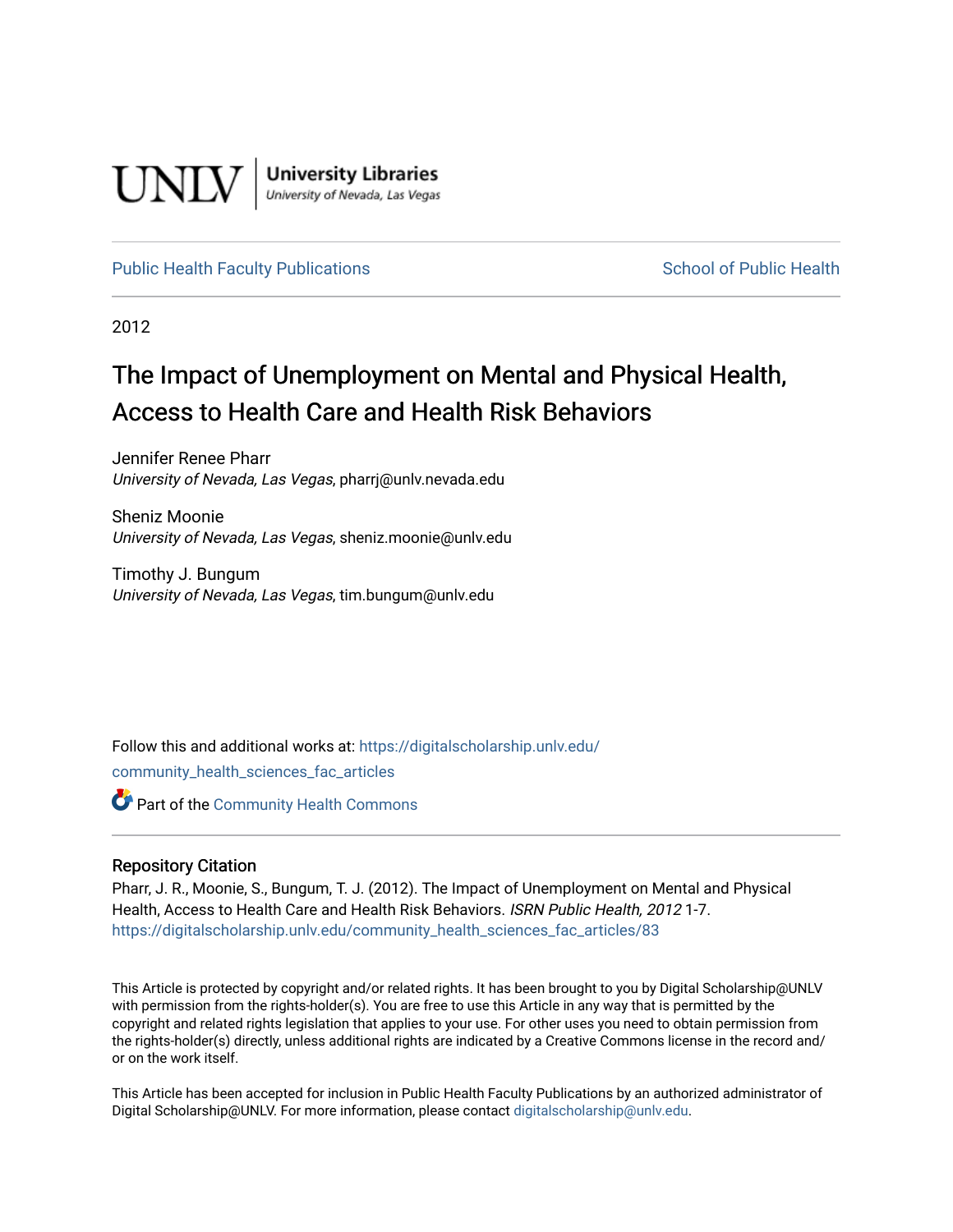UNLV | University Libraries
University of Nevada, Las Vegas

Public Health Faculty Publications | School of Public Health

2012

# The Impact of Unemployment on Mental and Physical Health, Access to Health Care and Health Risk Behaviors

Jennifer Renee Pharr
*University of Nevada, Las Vegas*, pharrj@unlv.nevada.edu

Sheniz Moonie
*University of Nevada, Las Vegas*, sheniz.moonie@unlv.edu

Timothy J. Bungum
*University of Nevada, Las Vegas*, tim.bungum@unlv.edu

Follow this and additional works at: https://digitalscholarship.unlv.edu/community_health_sciences_fac_articles

Part of the Community Health Commons

## Repository Citation

Pharr, J. R., Moonie, S., Bungum, T. J. (2012). The Impact of Unemployment on Mental and Physical Health, Access to Health Care and Health Risk Behaviors. *ISRN Public Health, 2012* 1-7.
https://digitalscholarship.unlv.edu/community_health_sciences_fac_articles/83

This Article is protected by copyright and/or related rights. It has been brought to you by Digital Scholarship@UNLV with permission from the rights-holder(s). You are free to use this Article in any way that is permitted by the copyright and related rights legislation that applies to your use. For other uses you need to obtain permission from the rights-holder(s) directly, unless additional rights are indicated by a Creative Commons license in the record and/or on the work itself.

This Article has been accepted for inclusion in Public Health Faculty Publications by an authorized administrator of Digital Scholarship@UNLV. For more information, please contact digitalscholarship@unlv.edu.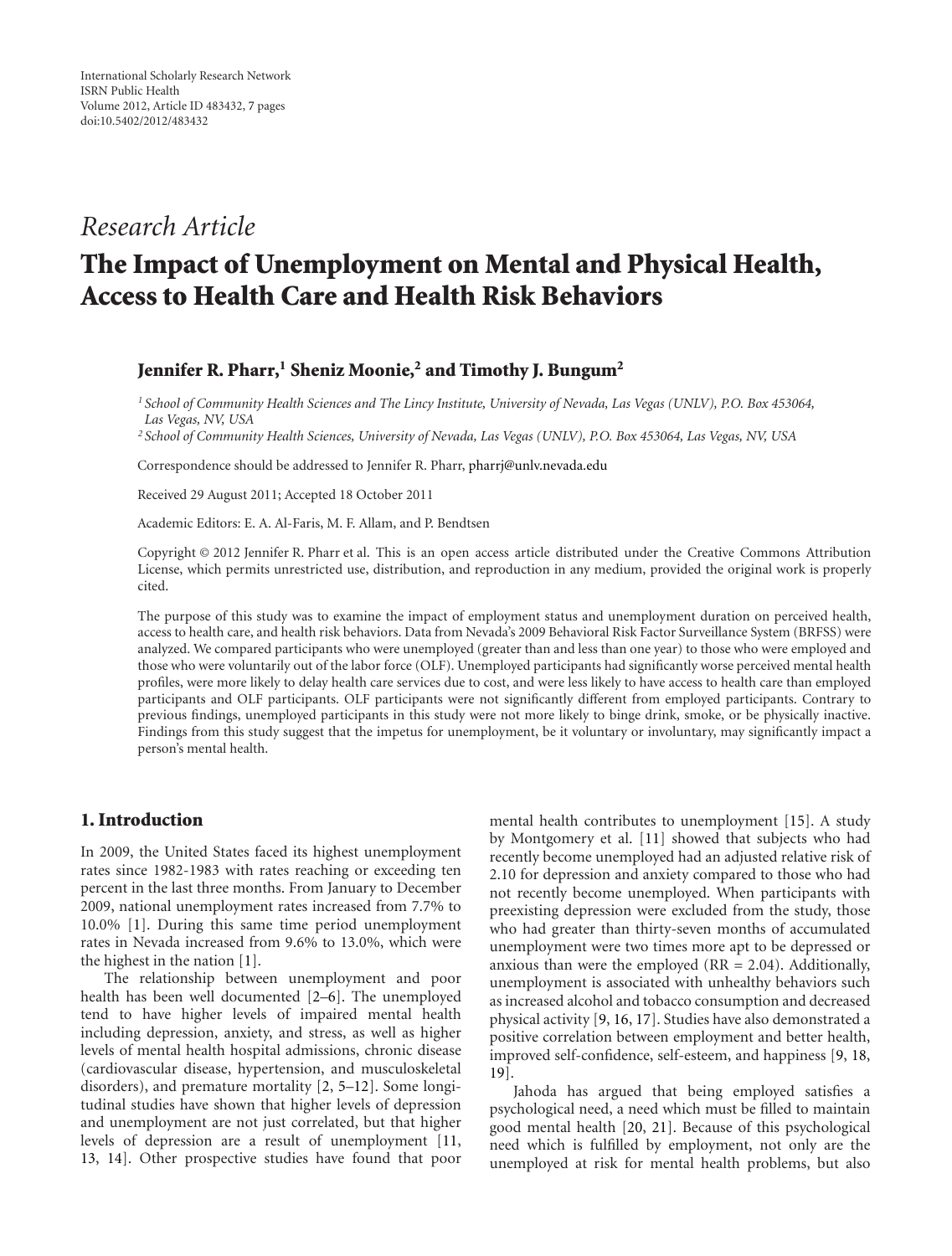International Scholarly Research Network
ISRN Public Health
Volume 2012, Article ID 483432, 7 pages
doi:10.5402/2012/483432

*Research Article*

# The Impact of Unemployment on Mental and Physical Health, Access to Health Care and Health Risk Behaviors

**Jennifer R. Pharr,[1] Sheniz Moonie,[2] and Timothy J. Bungum[2]**

[1] *School of Community Health Sciences and The Lincy Institute, University of Nevada, Las Vegas (UNLV), P.O. Box 453064, Las Vegas, NV, USA*

[2] *School of Community Health Sciences, University of Nevada, Las Vegas (UNLV), P.O. Box 453064, Las Vegas, NV, USA*

Correspondence should be addressed to Jennifer R. Pharr, pharrj@unlv.nevada.edu

Received 29 August 2011; Accepted 18 October 2011

Academic Editors: E. A. Al-Faris, M. F. Allam, and P. Bendtsen

Copyright © 2012 Jennifer R. Pharr et al. This is an open access article distributed under the Creative Commons Attribution License, which permits unrestricted use, distribution, and reproduction in any medium, provided the original work is properly cited.

The purpose of this study was to examine the impact of employment status and unemployment duration on perceived health, access to health care, and health risk behaviors. Data from Nevada's 2009 Behavioral Risk Factor Surveillance System (BRFSS) were analyzed. We compared participants who were unemployed (greater than and less than one year) to those who were employed and those who were voluntarily out of the labor force (OLF). Unemployed participants had significantly worse perceived mental health profiles, were more likely to delay health care services due to cost, and were less likely to have access to health care than employed participants and OLF participants. OLF participants were not significantly different from employed participants. Contrary to previous findings, unemployed participants in this study were not more likely to binge drink, smoke, or be physically inactive. Findings from this study suggest that the impetus for unemployment, be it voluntary or involuntary, may significantly impact a person's mental health.

## 1. Introduction

In 2009, the United States faced its highest unemployment rates since 1982-1983 with rates reaching or exceeding ten percent in the last three months. From January to December 2009, national unemployment rates increased from 7.7% to 10.0% [1]. During this same time period unemployment rates in Nevada increased from 9.6% to 13.0%, which were the highest in the nation [1].

The relationship between unemployment and poor health has been well documented [2–6]. The unemployed tend to have higher levels of impaired mental health including depression, anxiety, and stress, as well as higher levels of mental health hospital admissions, chronic disease (cardiovascular disease, hypertension, and musculoskeletal disorders), and premature mortality [2, 5–12]. Some longitudinal studies have shown that higher levels of depression and unemployment are not just correlated, but that higher levels of depression are a result of unemployment [11, 13, 14]. Other prospective studies have found that poor mental health contributes to unemployment [15]. A study by Montgomery et al. [11] showed that subjects who had recently become unemployed had an adjusted relative risk of 2.10 for depression and anxiety compared to those who had not recently become unemployed. When participants with preexisting depression were excluded from the study, those who had greater than thirty-seven months of accumulated unemployment were two times more apt to be depressed or anxious than were the employed (RR = 2.04). Additionally, unemployment is associated with unhealthy behaviors such as increased alcohol and tobacco consumption and decreased physical activity [9, 16, 17]. Studies have also demonstrated a positive correlation between employment and better health, improved self-confidence, self-esteem, and happiness [9, 18, 19].

Jahoda has argued that being employed satisfies a psychological need, a need which must be filled to maintain good mental health [20, 21]. Because of this psychological need which is fulfilled by employment, not only are the unemployed at risk for mental health problems, but also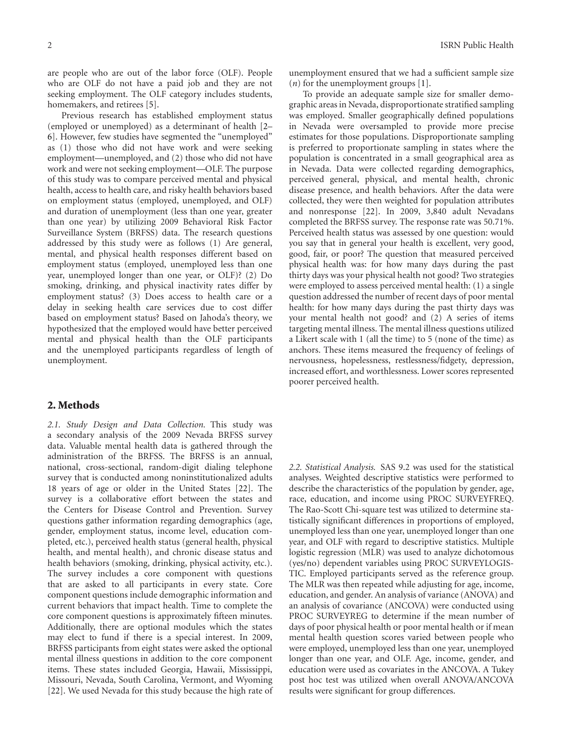are people who are out of the labor force (OLF). People who are OLF do not have a paid job and they are not seeking employment. The OLF category includes students, homemakers, and retirees [5].

Previous research has established employment status (employed or unemployed) as a determinant of health [2–6]. However, few studies have segmented the "unemployed" as (1) those who did not have work and were seeking employment—unemployed, and (2) those who did not have work and were not seeking employment—OLF. The purpose of this study was to compare perceived mental and physical health, access to health care, and risky health behaviors based on employment status (employed, unemployed, and OLF) and duration of unemployment (less than one year, greater than one year) by utilizing 2009 Behavioral Risk Factor Surveillance System (BRFSS) data. The research questions addressed by this study were as follows (1) Are general, mental, and physical health responses different based on employment status (employed, unemployed less than one year, unemployed longer than one year, or OLF)? (2) Do smoking, drinking, and physical inactivity rates differ by employment status? (3) Does access to health care or a delay in seeking health care services due to cost differ based on employment status? Based on Jahoda's theory, we hypothesized that the employed would have better perceived mental and physical health than the OLF participants and the unemployed participants regardless of length of unemployment.

## 2. Methods

*2.1. Study Design and Data Collection.* This study was a secondary analysis of the 2009 Nevada BRFSS survey data. Valuable mental health data is gathered through the administration of the BRFSS. The BRFSS is an annual, national, cross-sectional, random-digit dialing telephone survey that is conducted among noninstitutionalized adults 18 years of age or older in the United States [22]. The survey is a collaborative effort between the states and the Centers for Disease Control and Prevention. Survey questions gather information regarding demographics (age, gender, employment status, income level, education completed, etc.), perceived health status (general health, physical health, and mental health), and chronic disease status and health behaviors (smoking, drinking, physical activity, etc.). The survey includes a core component with questions that are asked to all participants in every state. Core component questions include demographic information and current behaviors that impact health. Time to complete the core component questions is approximately fifteen minutes. Additionally, there are optional modules which the states may elect to fund if there is a special interest. In 2009, BRFSS participants from eight states were asked the optional mental illness questions in addition to the core component items. These states included Georgia, Hawaii, Mississippi, Missouri, Nevada, South Carolina, Vermont, and Wyoming [22]. We used Nevada for this study because the high rate of unemployment ensured that we had a sufficient sample size ($n$) for the unemployment groups [1].

To provide an adequate sample size for smaller demographic areas in Nevada, disproportionate stratified sampling was employed. Smaller geographically defined populations in Nevada were oversampled to provide more precise estimates for those populations. Disproportionate sampling is preferred to proportionate sampling in states where the population is concentrated in a small geographical area as in Nevada. Data were collected regarding demographics, perceived general, physical, and mental health, chronic disease presence, and health behaviors. After the data were collected, they were then weighted for population attributes and nonresponse [22]. In 2009, 3,840 adult Nevadans completed the BRFSS survey. The response rate was 50.71%. Perceived health status was assessed by one question: would you say that in general your health is excellent, very good, good, fair, or poor? The question that measured perceived physical health was: for how many days during the past thirty days was your physical health not good? Two strategies were employed to assess perceived mental health: (1) a single question addressed the number of recent days of poor mental health: for how many days during the past thirty days was your mental health not good? and (2) A series of items targeting mental illness. The mental illness questions utilized a Likert scale with 1 (all the time) to 5 (none of the time) as anchors. These items measured the frequency of feelings of nervousness, hopelessness, restlessness/fidgety, depression, increased effort, and worthlessness. Lower scores represented poorer perceived health.

*2.2. Statistical Analysis.* SAS 9.2 was used for the statistical analyses. Weighted descriptive statistics were performed to describe the characteristics of the population by gender, age, race, education, and income using PROC SURVEYFREQ. The Rao-Scott Chi-square test was utilized to determine statistically significant differences in proportions of employed, unemployed less than one year, unemployed longer than one year, and OLF with regard to descriptive statistics. Multiple logistic regression (MLR) was used to analyze dichotomous (yes/no) dependent variables using PROC SURVEYLOGISTIC. Employed participants served as the reference group. The MLR was then repeated while adjusting for age, income, education, and gender. An analysis of variance (ANOVA) and an analysis of covariance (ANCOVA) were conducted using PROC SURVEYREG to determine if the mean number of days of poor physical health or poor mental health or if mean mental health question scores varied between people who were employed, unemployed less than one year, unemployed longer than one year, and OLF. Age, income, gender, and education were used as covariates in the ANCOVA. A Tukey post hoc test was utilized when overall ANOVA/ANCOVA results were significant for group differences.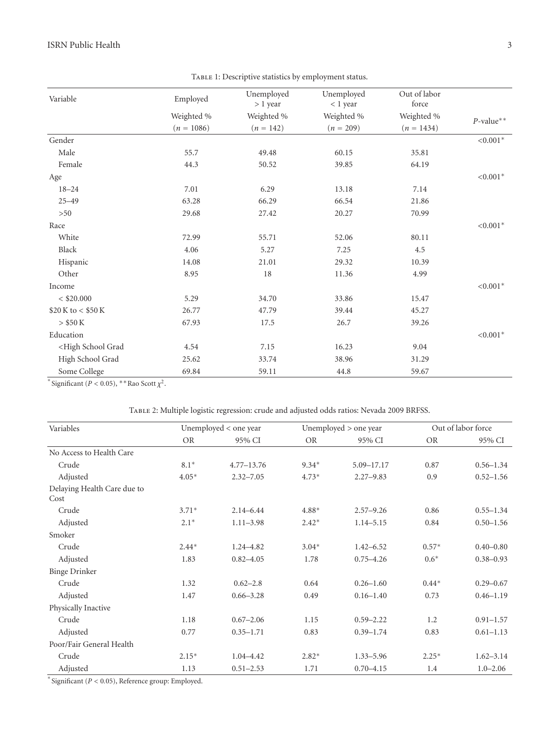Table 1: Descriptive statistics by employment status.

| Variable | Employed | Unemployed > 1 year | Unemployed < 1 year | Out of labor force | |
|---|---|---|---|---|---|
| | Weighted % ($n$ = 1086) | Weighted % ($n$ = 142) | Weighted % ($n$ = 209) | Weighted % ($n$ = 1434) | $P$-value** |
| Gender | | | | | <0.001* |
| Male | 55.7 | 49.48 | 60.15 | 35.81 | |
| Female | 44.3 | 50.52 | 39.85 | 64.19 | |
| Age | | | | | <0.001* |
| 18–24 | 7.01 | 6.29 | 13.18 | 7.14 | |
| 25–49 | 63.28 | 66.29 | 66.54 | 21.86 | |
| >50 | 29.68 | 27.42 | 20.27 | 70.99 | |
| Race | | | | | <0.001* |
| White | 72.99 | 55.71 | 52.06 | 80.11 | |
| Black | 4.06 | 5.27 | 7.25 | 4.5 | |
| Hispanic | 14.08 | 21.01 | 29.32 | 10.39 | |
| Other | 8.95 | 18 | 11.36 | 4.99 | |
| Income | | | | | <0.001* |
| < $20.000 | 5.29 | 34.70 | 33.86 | 15.47 | |
| $20 K to < $50 K | 26.77 | 47.79 | 39.44 | 45.27 | |
| > $50 K | 67.93 | 17.5 | 26.7 | 39.26 | |
| Education | | | | | <0.001* |
| <High School Grad | 4.54 | 7.15 | 16.23 | 9.04 | |
| High School Grad | 25.62 | 33.74 | 38.96 | 31.29 | |
| Some College | 69.84 | 59.11 | 44.8 | 59.67 | |

*Significant ($P < 0.05$), **Rao Scott $\chi^2$.

Table 2: Multiple logistic regression: crude and adjusted odds ratios: Nevada 2009 BRFSS.

| Variables | Unemployed < one year | | Unemployed > one year | | Out of labor force | |
|---|---|---|---|---|---|---|
| | OR | 95% CI | OR | 95% CI | OR | 95% CI |
| No Access to Health Care | | | | | | |
| Crude | 8.1* | 4.77–13.76 | 9.34* | 5.09–17.17 | 0.87 | 0.56–1.34 |
| Adjusted | 4.05* | 2.32–7.05 | 4.73* | 2.27–9.83 | 0.9 | 0.52–1.56 |
| Delaying Health Care due to Cost | | | | | | |
| Crude | 3.71* | 2.14–6.44 | 4.88* | 2.57–9.26 | 0.86 | 0.55–1.34 |
| Adjusted | 2.1* | 1.11–3.98 | 2.42* | 1.14–5.15 | 0.84 | 0.50–1.56 |
| Smoker | | | | | | |
| Crude | 2.44* | 1.24–4.82 | 3.04* | 1.42–6.52 | 0.57* | 0.40–0.80 |
| Adjusted | 1.83 | 0.82–4.05 | 1.78 | 0.75–4.26 | 0.6* | 0.38–0.93 |
| Binge Drinker | | | | | | |
| Crude | 1.32 | 0.62–2.8 | 0.64 | 0.26–1.60 | 0.44* | 0.29–0.67 |
| Adjusted | 1.47 | 0.66–3.28 | 0.49 | 0.16–1.40 | 0.73 | 0.46–1.19 |
| Physically Inactive | | | | | | |
| Crude | 1.18 | 0.67–2.06 | 1.15 | 0.59–2.22 | 1.2 | 0.91–1.57 |
| Adjusted | 0.77 | 0.35–1.71 | 0.83 | 0.39–1.74 | 0.83 | 0.61–1.13 |
| Poor/Fair General Health | | | | | | |
| Crude | 2.15* | 1.04–4.42 | 2.82* | 1.33–5.96 | 2.25* | 1.62–3.14 |
| Adjusted | 1.13 | 0.51–2.53 | 1.71 | 0.70–4.15 | 1.4 | 1.0–2.06 |

*Significant ($P < 0.05$), Reference group: Employed.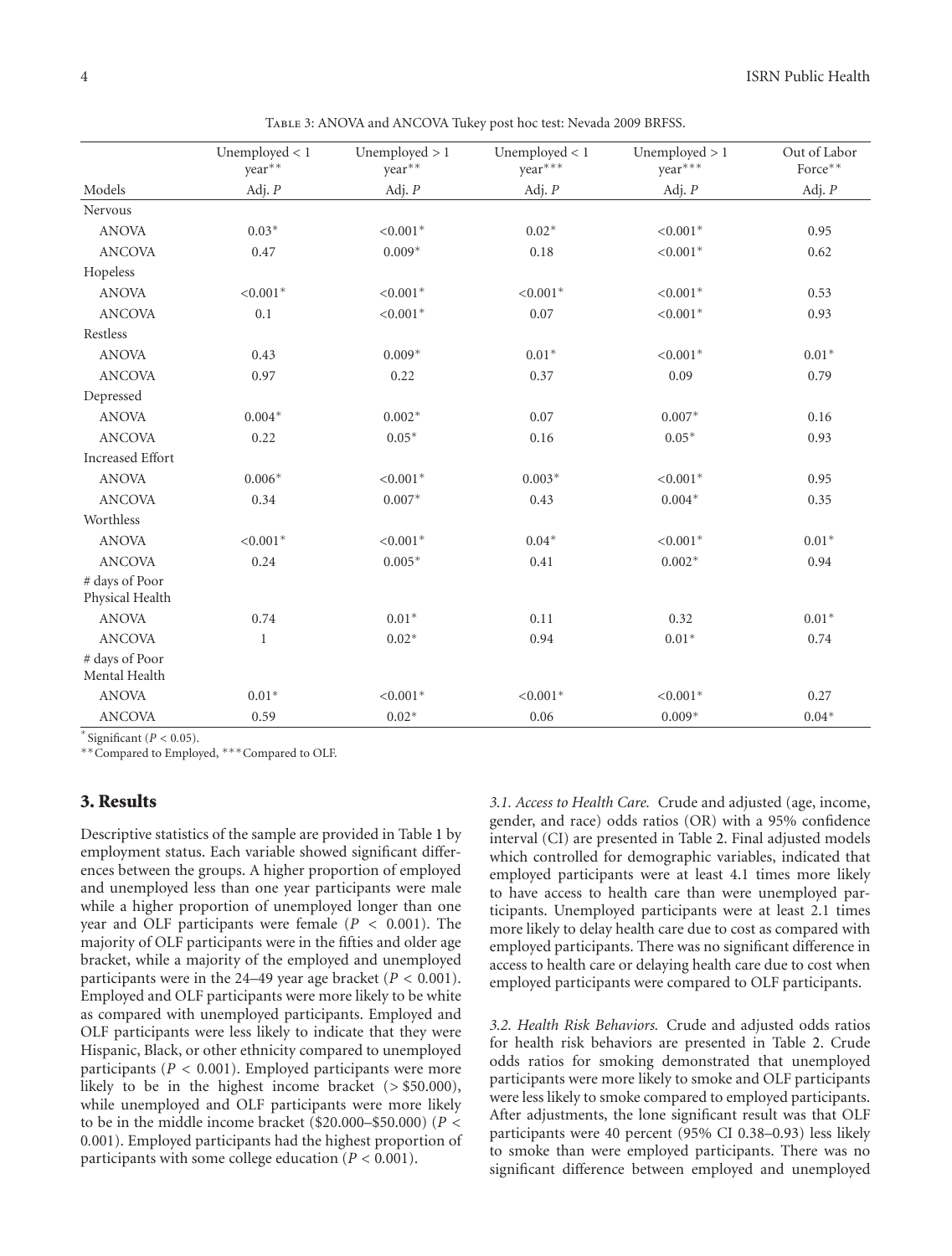Table 3: ANOVA and ANCOVA Tukey post hoc test: Nevada 2009 BRFSS.

| | Unemployed < 1 year** | Unemployed > 1 year** | Unemployed < 1 year*** | Unemployed > 1 year*** | Out of Labor Force** |
|---|---|---|---|---|---|
| Models | Adj. $P$ | Adj. $P$ | Adj. $P$ | Adj. $P$ | Adj. $P$ |
| Nervous | | | | | |
| ANOVA | 0.03* | <0.001* | 0.02* | <0.001* | 0.95 |
| ANCOVA | 0.47 | 0.009* | 0.18 | <0.001* | 0.62 |
| Hopeless | | | | | |
| ANOVA | <0.001* | <0.001* | <0.001* | <0.001* | 0.53 |
| ANCOVA | 0.1 | <0.001* | 0.07 | <0.001* | 0.93 |
| Restless | | | | | |
| ANOVA | 0.43 | 0.009* | 0.01* | <0.001* | 0.01* |
| ANCOVA | 0.97 | 0.22 | 0.37 | 0.09 | 0.79 |
| Depressed | | | | | |
| ANOVA | 0.004* | 0.002* | 0.07 | 0.007* | 0.16 |
| ANCOVA | 0.22 | 0.05* | 0.16 | 0.05* | 0.93 |
| Increased Effort | | | | | |
| ANOVA | 0.006* | <0.001* | 0.003* | <0.001* | 0.95 |
| ANCOVA | 0.34 | 0.007* | 0.43 | 0.004* | 0.35 |
| Worthless | | | | | |
| ANOVA | <0.001* | <0.001* | 0.04* | <0.001* | 0.01* |
| ANCOVA | 0.24 | 0.005* | 0.41 | 0.002* | 0.94 |
| # days of Poor Physical Health | | | | | |
| ANOVA | 0.74 | 0.01* | 0.11 | 0.32 | 0.01* |
| ANCOVA | 1 | 0.02* | 0.94 | 0.01* | 0.74 |
| # days of Poor Mental Health | | | | | |
| ANOVA | 0.01* | <0.001* | <0.001* | <0.001* | 0.27 |
| ANCOVA | 0.59 | 0.02* | 0.06 | 0.009* | 0.04* |

*Significant ($P < 0.05$).
**Compared to Employed, ***Compared to OLF.

## 3. Results

Descriptive statistics of the sample are provided in Table 1 by employment status. Each variable showed significant differences between the groups. A higher proportion of employed and unemployed less than one year participants were male while a higher proportion of unemployed longer than one year and OLF participants were female ($P < 0.001$). The majority of OLF participants were in the fifties and older age bracket, while a majority of the employed and unemployed participants were in the 24–49 year age bracket ($P < 0.001$). Employed and OLF participants were more likely to be white as compared with unemployed participants. Employed and OLF participants were less likely to indicate that they were Hispanic, Black, or other ethnicity compared to unemployed participants ($P < 0.001$). Employed participants were more likely to be in the highest income bracket (> $50.000), while unemployed and OLF participants were more likely to be in the middle income bracket ($20.000–$50.000) ($P < 0.001$). Employed participants had the highest proportion of participants with some college education ($P < 0.001$).

*3.1. Access to Health Care.* Crude and adjusted (age, income, gender, and race) odds ratios (OR) with a 95% confidence interval (CI) are presented in Table 2. Final adjusted models which controlled for demographic variables, indicated that employed participants were at least 4.1 times more likely to have access to health care than were unemployed participants. Unemployed participants were at least 2.1 times more likely to delay health care due to cost as compared with employed participants. There was no significant difference in access to health care or delaying health care due to cost when employed participants were compared to OLF participants.

*3.2. Health Risk Behaviors.* Crude and adjusted odds ratios for health risk behaviors are presented in Table 2. Crude odds ratios for smoking demonstrated that unemployed participants were more likely to smoke and OLF participants were less likely to smoke compared to employed participants. After adjustments, the lone significant result was that OLF participants were 40 percent (95% CI 0.38–0.93) less likely to smoke than were employed participants. There was no significant difference between employed and unemployed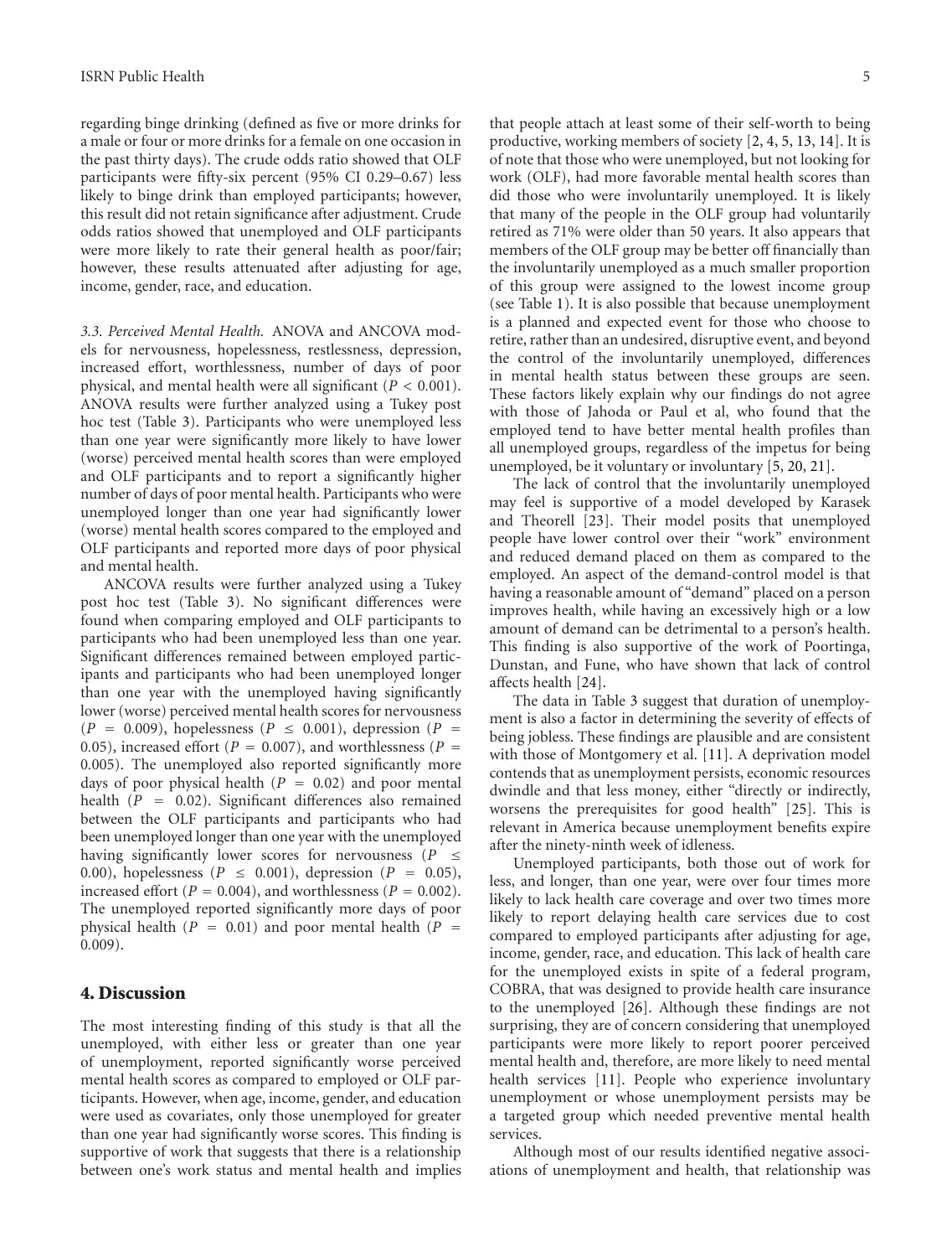regarding binge drinking (defined as five or more drinks for a male or four or more drinks for a female on one occasion in the past thirty days). The crude odds ratio showed that OLF participants were fifty-six percent (95% CI 0.29–0.67) less likely to binge drink than employed participants; however, this result did not retain significance after adjustment. Crude odds ratios showed that unemployed and OLF participants were more likely to rate their general health as poor/fair; however, these results attenuated after adjusting for age, income, gender, race, and education.

*3.3. Perceived Mental Health.* ANOVA and ANCOVA models for nervousness, hopelessness, restlessness, depression, increased effort, worthlessness, number of days of poor physical, and mental health were all significant ($P < 0.001$). ANOVA results were further analyzed using a Tukey post hoc test (Table 3). Participants who were unemployed less than one year were significantly more likely to have lower (worse) perceived mental health scores than were employed and OLF participants and to report a significantly higher number of days of poor mental health. Participants who were unemployed longer than one year had significantly lower (worse) mental health scores compared to the employed and OLF participants and reported more days of poor physical and mental health.

ANCOVA results were further analyzed using a Tukey post hoc test (Table 3). No significant differences were found when comparing employed and OLF participants to participants who had been unemployed less than one year. Significant differences remained between employed participants and participants who had been unemployed longer than one year with the unemployed having significantly lower (worse) perceived mental health scores for nervousness ($P = 0.009$), hopelessness ($P \leq 0.001$), depression ($P = 0.05$), increased effort ($P = 0.007$), and worthlessness ($P = 0.005$). The unemployed also reported significantly more days of poor physical health ($P = 0.02$) and poor mental health ($P = 0.02$). Significant differences also remained between the OLF participants and participants who had been unemployed longer than one year with the unemployed having significantly lower scores for nervousness ($P \leq 0.00$), hopelessness ($P \leq 0.001$), depression ($P = 0.05$), increased effort ($P = 0.004$), and worthlessness ($P = 0.002$). The unemployed reported significantly more days of poor physical health ($P = 0.01$) and poor mental health ($P = 0.009$).

## 4. Discussion

The most interesting finding of this study is that all the unemployed, with either less or greater than one year of unemployment, reported significantly worse perceived mental health scores as compared to employed or OLF participants. However, when age, income, gender, and education were used as covariates, only those unemployed for greater than one year had significantly worse scores. This finding is supportive of work that suggests that there is a relationship between one's work status and mental health and implies that people attach at least some of their self-worth to being productive, working members of society [2, 4, 5, 13, 14]. It is of note that those who were unemployed, but not looking for work (OLF), had more favorable mental health scores than did those who were involuntarily unemployed. It is likely that many of the people in the OLF group had voluntarily retired as 71% were older than 50 years. It also appears that members of the OLF group may be better off financially than the involuntarily unemployed as a much smaller proportion of this group were assigned to the lowest income group (see Table 1). It is also possible that because unemployment is a planned and expected event for those who choose to retire, rather than an undesired, disruptive event, and beyond the control of the involuntarily unemployed, differences in mental health status between these groups are seen. These factors likely explain why our findings do not agree with those of Jahoda or Paul et al, who found that the employed tend to have better mental health profiles than all unemployed groups, regardless of the impetus for being unemployed, be it voluntary or involuntary [5, 20, 21].

The lack of control that the involuntarily unemployed may feel is supportive of a model developed by Karasek and Theorell [23]. Their model posits that unemployed people have lower control over their "work" environment and reduced demand placed on them as compared to the employed. An aspect of the demand-control model is that having a reasonable amount of "demand" placed on a person improves health, while having an excessively high or a low amount of demand can be detrimental to a person's health. This finding is also supportive of the work of Poortinga, Dunstan, and Fune, who have shown that lack of control affects health [24].

The data in Table 3 suggest that duration of unemployment is also a factor in determining the severity of effects of being jobless. These findings are plausible and are consistent with those of Montgomery et al. [11]. A deprivation model contends that as unemployment persists, economic resources dwindle and that less money, either "directly or indirectly, worsens the prerequisites for good health" [25]. This is relevant in America because unemployment benefits expire after the ninety-ninth week of idleness.

Unemployed participants, both those out of work for less, and longer, than one year, were over four times more likely to lack health care coverage and over two times more likely to report delaying health care services due to cost compared to employed participants after adjusting for age, income, gender, race, and education. This lack of health care for the unemployed exists in spite of a federal program, COBRA, that was designed to provide health care insurance to the unemployed [26]. Although these findings are not surprising, they are of concern considering that unemployed participants were more likely to report poorer perceived mental health and, therefore, are more likely to need mental health services [11]. People who experience involuntary unemployment or whose unemployment persists may be a targeted group which needed preventive mental health services.

Although most of our results identified negative associations of unemployment and health, that relationship was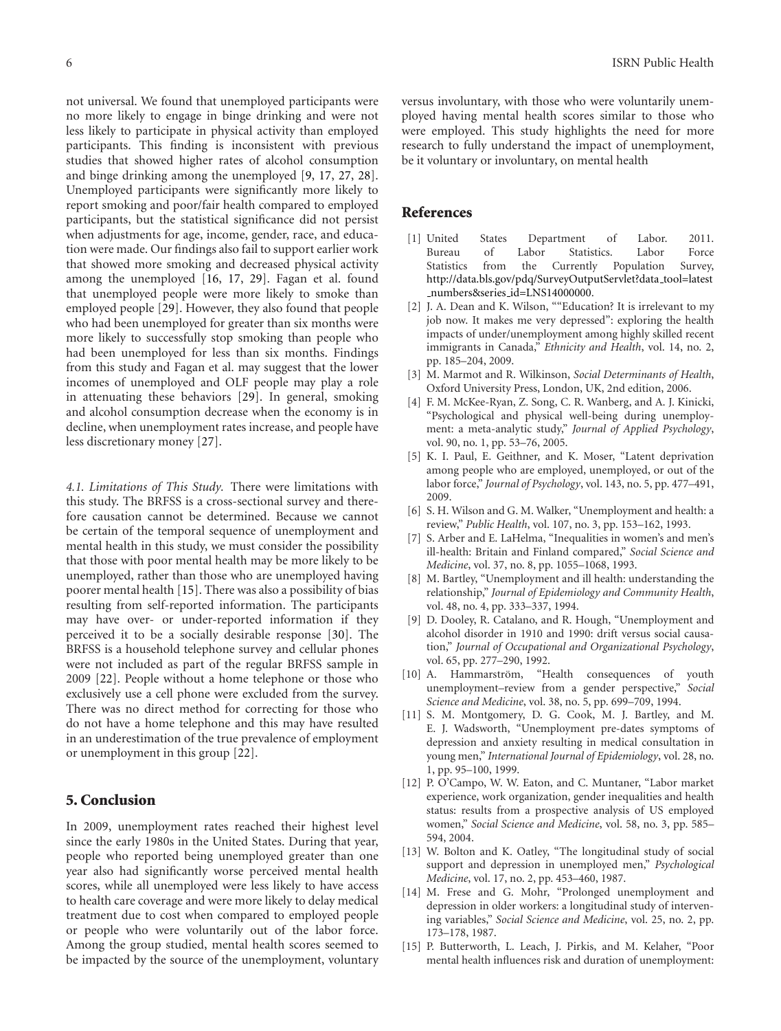not universal. We found that unemployed participants were no more likely to engage in binge drinking and were not less likely to participate in physical activity than employed participants. This finding is inconsistent with previous studies that showed higher rates of alcohol consumption and binge drinking among the unemployed [9, 17, 27, 28]. Unemployed participants were significantly more likely to report smoking and poor/fair health compared to employed participants, but the statistical significance did not persist when adjustments for age, income, gender, race, and education were made. Our findings also fail to support earlier work that showed more smoking and decreased physical activity among the unemployed [16, 17, 29]. Fagan et al. found that unemployed people were more likely to smoke than employed people [29]. However, they also found that people who had been unemployed for greater than six months were more likely to successfully stop smoking than people who had been unemployed for less than six months. Findings from this study and Fagan et al. may suggest that the lower incomes of unemployed and OLF people may play a role in attenuating these behaviors [29]. In general, smoking and alcohol consumption decrease when the economy is in decline, when unemployment rates increase, and people have less discretionary money [27].

*4.1. Limitations of This Study.* There were limitations with this study. The BRFSS is a cross-sectional survey and therefore causation cannot be determined. Because we cannot be certain of the temporal sequence of unemployment and mental health in this study, we must consider the possibility that those with poor mental health may be more likely to be unemployed, rather than those who are unemployed having poorer mental health [15]. There was also a possibility of bias resulting from self-reported information. The participants may have over- or under-reported information if they perceived it to be a socially desirable response [30]. The BRFSS is a household telephone survey and cellular phones were not included as part of the regular BRFSS sample in 2009 [22]. People without a home telephone or those who exclusively use a cell phone were excluded from the survey. There was no direct method for correcting for those who do not have a home telephone and this may have resulted in an underestimation of the true prevalence of employment or unemployment in this group [22].

## 5. Conclusion

In 2009, unemployment rates reached their highest level since the early 1980s in the United States. During that year, people who reported being unemployed greater than one year also had significantly worse perceived mental health scores, while all unemployed were less likely to have access to health care coverage and were more likely to delay medical treatment due to cost when compared to employed people or people who were voluntarily out of the labor force. Among the group studied, mental health scores seemed to be impacted by the source of the unemployment, voluntary versus involuntary, with those who were voluntarily unemployed having mental health scores similar to those who were employed. This study highlights the need for more research to fully understand the impact of unemployment, be it voluntary or involuntary, on mental health

## References

[1] United States Department of Labor. 2011. Bureau of Labor Statistics. Labor Force Statistics from the Currently Population Survey, http://data.bls.gov/pdq/SurveyOutputServlet?data_tool=latest_numbers&series_id=LNS14000000.

[2] J. A. Dean and K. Wilson, ""Education? It is irrelevant to my job now. It makes me very depressed": exploring the health impacts of under/unemployment among highly skilled recent immigrants in Canada," *Ethnicity and Health*, vol. 14, no. 2, pp. 185–204, 2009.

[3] M. Marmot and R. Wilkinson, *Social Determinants of Health*, Oxford University Press, London, UK, 2nd edition, 2006.

[4] F. M. McKee-Ryan, Z. Song, C. R. Wanberg, and A. J. Kinicki, "Psychological and physical well-being during unemployment: a meta-analytic study," *Journal of Applied Psychology*, vol. 90, no. 1, pp. 53–76, 2005.

[5] K. I. Paul, E. Geithner, and K. Moser, "Latent deprivation among people who are employed, unemployed, or out of the labor force," *Journal of Psychology*, vol. 143, no. 5, pp. 477–491, 2009.

[6] S. H. Wilson and G. M. Walker, "Unemployment and health: a review," *Public Health*, vol. 107, no. 3, pp. 153–162, 1993.

[7] S. Arber and E. LaHelma, "Inequalities in women's and men's ill-health: Britain and Finland compared," *Social Science and Medicine*, vol. 37, no. 8, pp. 1055–1068, 1993.

[8] M. Bartley, "Unemployment and ill health: understanding the relationship," *Journal of Epidemiology and Community Health*, vol. 48, no. 4, pp. 333–337, 1994.

[9] D. Dooley, R. Catalano, and R. Hough, "Unemployment and alcohol disorder in 1910 and 1990: drift versus social causation," *Journal of Occupational and Organizational Psychology*, vol. 65, pp. 277–290, 1992.

[10] A. Hammarström, "Health consequences of youth unemployment–review from a gender perspective," *Social Science and Medicine*, vol. 38, no. 5, pp. 699–709, 1994.

[11] S. M. Montgomery, D. G. Cook, M. J. Bartley, and M. E. J. Wadsworth, "Unemployment pre-dates symptoms of depression and anxiety resulting in medical consultation in young men," *International Journal of Epidemiology*, vol. 28, no. 1, pp. 95–100, 1999.

[12] P. O'Campo, W. W. Eaton, and C. Muntaner, "Labor market experience, work organization, gender inequalities and health status: results from a prospective analysis of US employed women," *Social Science and Medicine*, vol. 58, no. 3, pp. 585–594, 2004.

[13] W. Bolton and K. Oatley, "The longitudinal study of social support and depression in unemployed men," *Psychological Medicine*, vol. 17, no. 2, pp. 453–460, 1987.

[14] M. Frese and G. Mohr, "Prolonged unemployment and depression in older workers: a longitudinal study of intervening variables," *Social Science and Medicine*, vol. 25, no. 2, pp. 173–178, 1987.

[15] P. Butterworth, L. Leach, J. Pirkis, and M. Kelaher, "Poor mental health influences risk and duration of unemployment: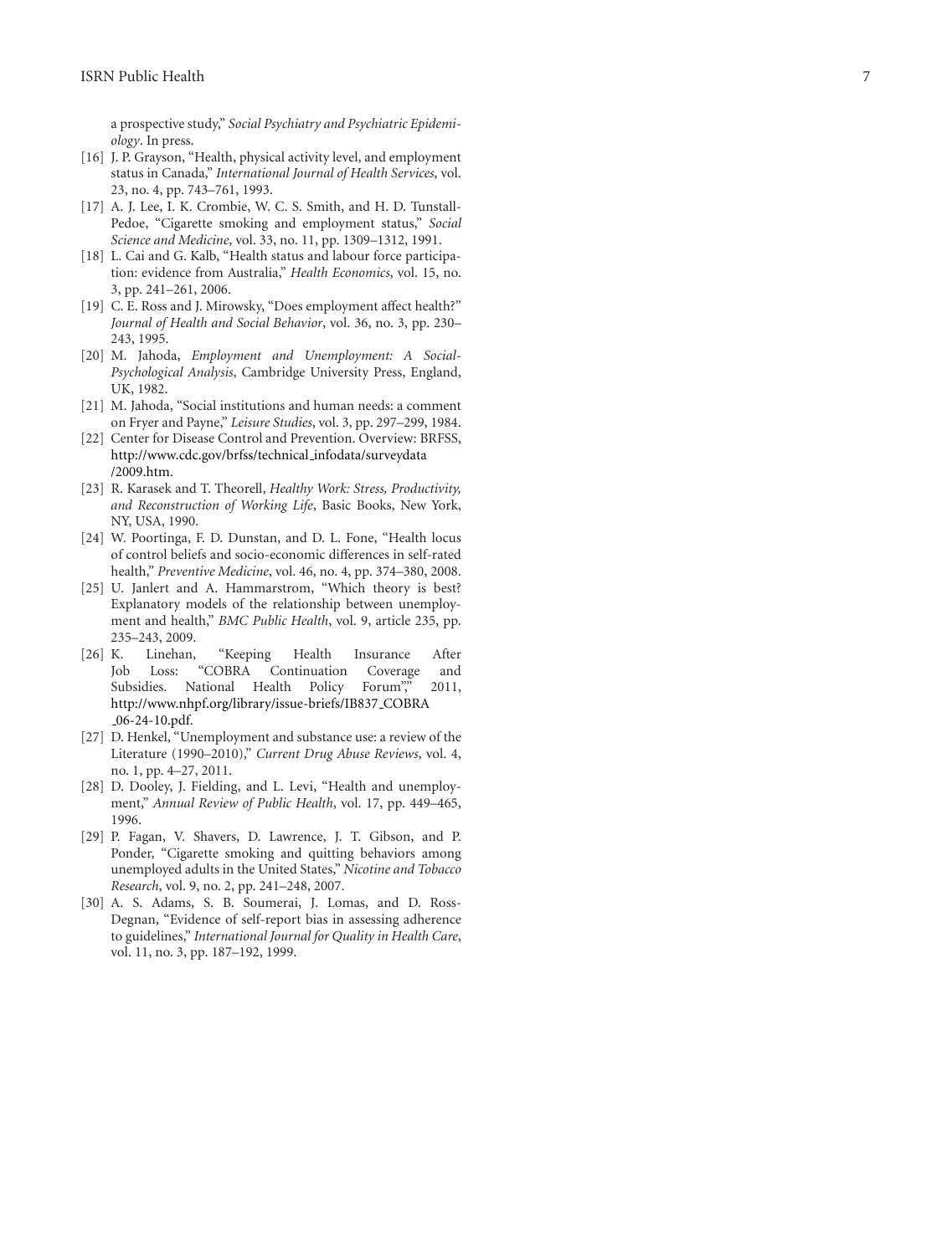a prospective study," *Social Psychiatry and Psychiatric Epidemiology*. In press.

[16] J. P. Grayson, "Health, physical activity level, and employment status in Canada," *International Journal of Health Services*, vol. 23, no. 4, pp. 743–761, 1993.

[17] A. J. Lee, I. K. Crombie, W. C. S. Smith, and H. D. Tunstall-Pedoe, "Cigarette smoking and employment status," *Social Science and Medicine*, vol. 33, no. 11, pp. 1309–1312, 1991.

[18] L. Cai and G. Kalb, "Health status and labour force participation: evidence from Australia," *Health Economics*, vol. 15, no. 3, pp. 241–261, 2006.

[19] C. E. Ross and J. Mirowsky, "Does employment affect health?" *Journal of Health and Social Behavior*, vol. 36, no. 3, pp. 230–243, 1995.

[20] M. Jahoda, *Employment and Unemployment: A Social-Psychological Analysis*, Cambridge University Press, England, UK, 1982.

[21] M. Jahoda, "Social institutions and human needs: a comment on Fryer and Payne," *Leisure Studies*, vol. 3, pp. 297–299, 1984.

[22] Center for Disease Control and Prevention. Overview: BRFSS, http://www.cdc.gov/brfss/technical_infodata/surveydata/2009.htm.

[23] R. Karasek and T. Theorell, *Healthy Work: Stress, Productivity, and Reconstruction of Working Life*, Basic Books, New York, NY, USA, 1990.

[24] W. Poortinga, F. D. Dunstan, and D. L. Fone, "Health locus of control beliefs and socio-economic differences in self-rated health," *Preventive Medicine*, vol. 46, no. 4, pp. 374–380, 2008.

[25] U. Janlert and A. Hammarstrom, "Which theory is best? Explanatory models of the relationship between unemployment and health," *BMC Public Health*, vol. 9, article 235, pp. 235–243, 2009.

[26] K. Linehan, "Keeping Health Insurance After Job Loss: "COBRA Continuation Coverage and Subsidies. National Health Policy Forum"," 2011, http://www.nhpf.org/library/issue-briefs/IB837_COBRA_06-24-10.pdf.

[27] D. Henkel, "Unemployment and substance use: a review of the Literature (1990–2010)," *Current Drug Abuse Reviews*, vol. 4, no. 1, pp. 4–27, 2011.

[28] D. Dooley, J. Fielding, and L. Levi, "Health and unemployment," *Annual Review of Public Health*, vol. 17, pp. 449–465, 1996.

[29] P. Fagan, V. Shavers, D. Lawrence, J. T. Gibson, and P. Ponder, "Cigarette smoking and quitting behaviors among unemployed adults in the United States," *Nicotine and Tobacco Research*, vol. 9, no. 2, pp. 241–248, 2007.

[30] A. S. Adams, S. B. Soumerai, J. Lomas, and D. Ross-Degnan, "Evidence of self-report bias in assessing adherence to guidelines," *International Journal for Quality in Health Care*, vol. 11, no. 3, pp. 187–192, 1999.